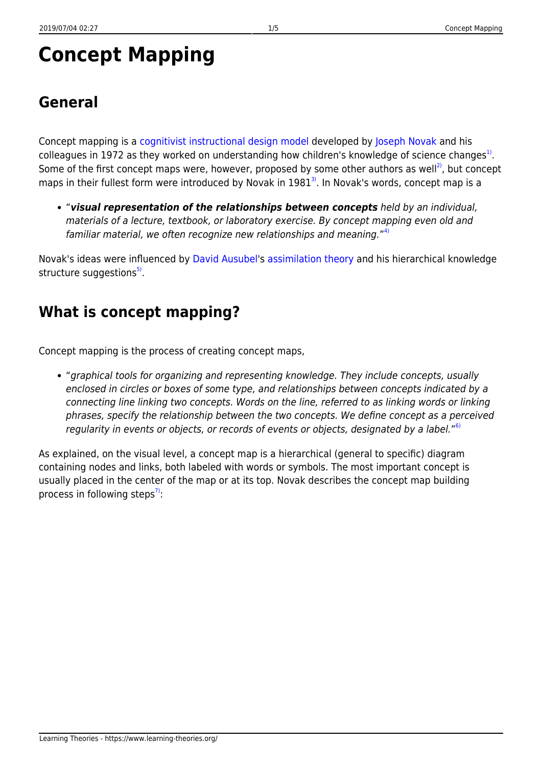# Concept Mapping

## General

Concept mapping is a cognitivist instructional design model developed by Joseph Novak and his colleagues in 1972 as they worked on understanding how children's knowledge of science changes[1]. Some of the first concept maps were, however, proposed by some other authors as well[2], but concept maps in their fullest form were introduced by Novak in 1981[3]. In Novak's words, concept map is a

- "***visual representation of the relationships between concepts*** *held by an individual, materials of a lecture, textbook, or laboratory exercise. By concept mapping even old and familiar material, we often recognize new relationships and meaning.*"[4]

Novak's ideas were influenced by David Ausubel's assimilation theory and his hierarchical knowledge structure suggestions[5].

## What is concept mapping?

Concept mapping is the process of creating concept maps,

- "*graphical tools for organizing and representing knowledge. They include concepts, usually enclosed in circles or boxes of some type, and relationships between concepts indicated by a connecting line linking two concepts. Words on the line, referred to as linking words or linking phrases, specify the relationship between the two concepts. We define concept as a perceived regularity in events or objects, or records of events or objects, designated by a label.*"[6]

As explained, on the visual level, a concept map is a hierarchical (general to specific) diagram containing nodes and links, both labeled with words or symbols. The most important concept is usually placed in the center of the map or at its top. Novak describes the concept map building process in following steps[7]: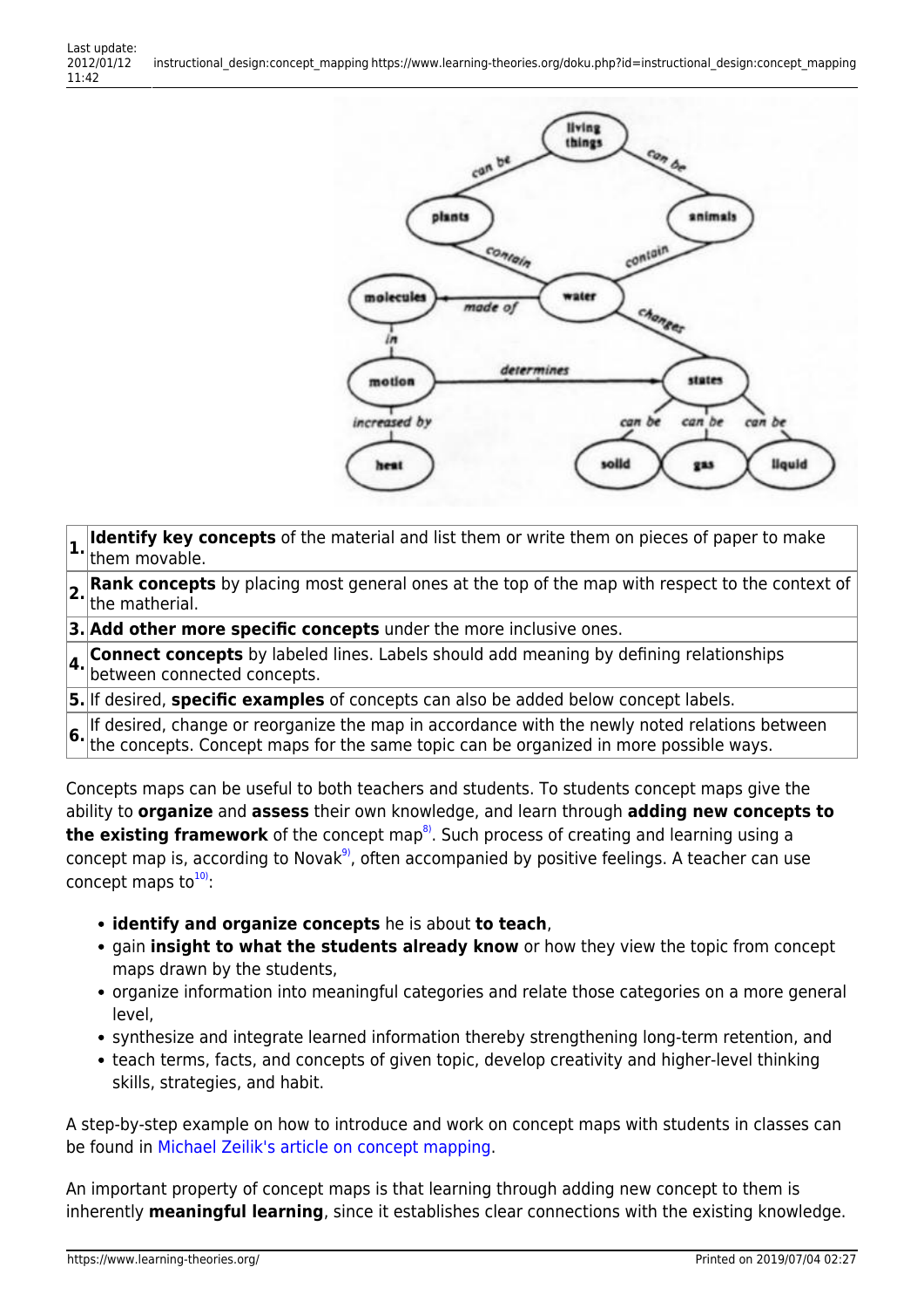| | |
|---|---|
| **1.** | **Identify key concepts** of the material and list them or write them on pieces of paper to make them movable. |
| **2.** | **Rank concepts** by placing most general ones at the top of the map with respect to the context of the matherial. |
| **3.** | **Add other more specific concepts** under the more inclusive ones. |
| **4.** | **Connect concepts** by labeled lines. Labels should add meaning by defining relationships between connected concepts. |
| **5.** | If desired, **specific examples** of concepts can also be added below concept labels. |
| **6.** | If desired, change or reorganize the map in accordance with the newly noted relations between the concepts. Concept maps for the same topic can be organized in more possible ways. |

Concepts maps can be useful to both teachers and students. To students concept maps give the ability to **organize** and **assess** their own knowledge, and learn through **adding new concepts to the existing framework** of the concept map[8]. Such process of creating and learning using a concept map is, according to Novak[9], often accompanied by positive feelings. A teacher can use concept maps to[10]:

- **identify and organize concepts** he is about **to teach**,
- gain **insight to what the students already know** or how they view the topic from concept maps drawn by the students,
- organize information into meaningful categories and relate those categories on a more general level,
- synthesize and integrate learned information thereby strengthening long-term retention, and
- teach terms, facts, and concepts of given topic, develop creativity and higher-level thinking skills, strategies, and habit.

A step-by-step example on how to introduce and work on concept maps with students in classes can be found in Michael Zeilik's article on concept mapping.

An important property of concept maps is that learning through adding new concept to them is inherently **meaningful learning**, since it establishes clear connections with the existing knowledge.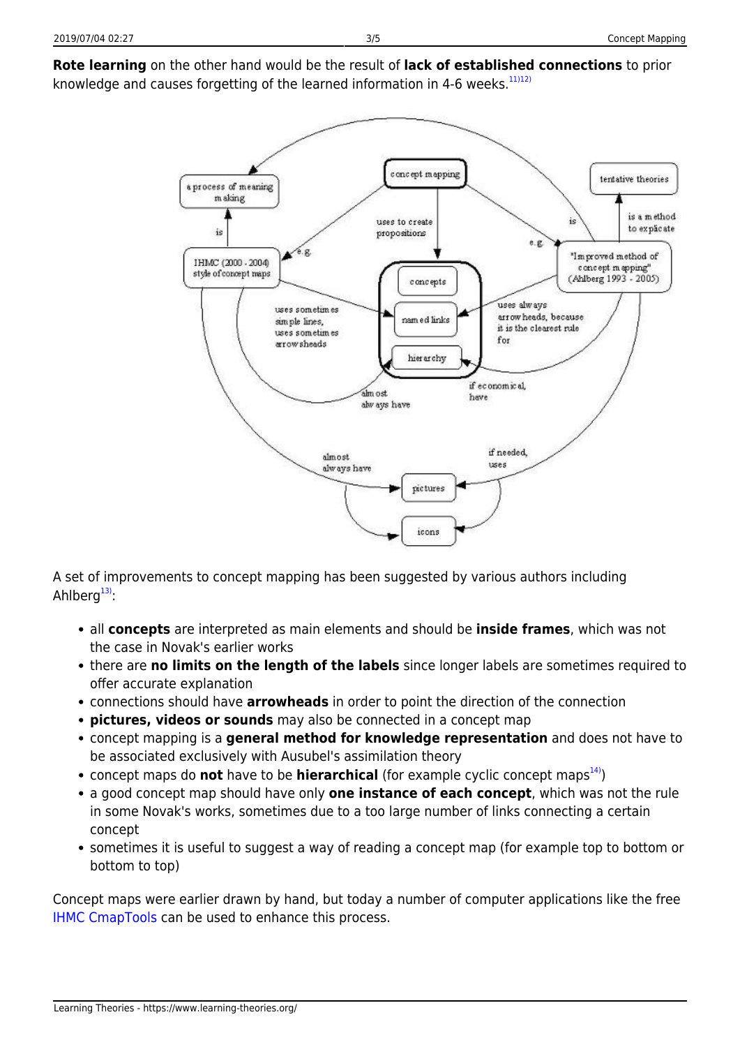**Rote learning** on the other hand would be the result of **lack of established connections** to prior knowledge and causes forgetting of the learned information in 4-6 weeks.[11)12)]

A set of improvements to concept mapping has been suggested by various authors including Ahlberg[13)]:

- all **concepts** are interpreted as main elements and should be **inside frames**, which was not the case in Novak's earlier works
- there are **no limits on the length of the labels** since longer labels are sometimes required to offer accurate explanation
- connections should have **arrowheads** in order to point the direction of the connection
- **pictures, videos or sounds** may also be connected in a concept map
- concept mapping is a **general method for knowledge representation** and does not have to be associated exclusively with Ausubel's assimilation theory
- concept maps do **not** have to be **hierarchical** (for example cyclic concept maps[14)])
- a good concept map should have only **one instance of each concept**, which was not the rule in some Novak's works, sometimes due to a too large number of links connecting a certain concept
- sometimes it is useful to suggest a way of reading a concept map (for example top to bottom or bottom to top)

Concept maps were earlier drawn by hand, but today a number of computer applications like the free IHMC CmapTools can be used to enhance this process.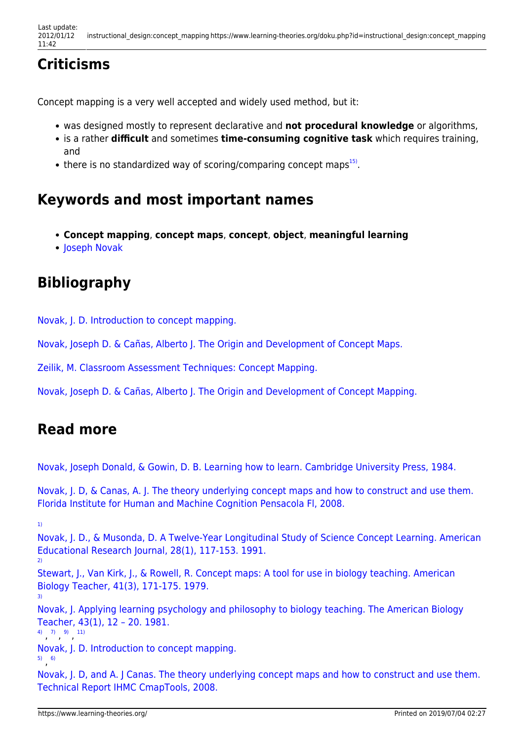## Criticisms

Concept mapping is a very well accepted and widely used method, but it:

- was designed mostly to represent declarative and **not procedural knowledge** or algorithms,
- is a rather **difficult** and sometimes **time-consuming cognitive task** which requires training, and
- there is no standardized way of scoring/comparing concept maps[15].

## Keywords and most important names

- **Concept mapping**, **concept maps**, **concept**, **object**, **meaningful learning**
- Joseph Novak

## Bibliography

Novak, J. D. Introduction to concept mapping.

Novak, Joseph D. & Cañas, Alberto J. The Origin and Development of Concept Maps.

Zeilik, M. Classroom Assessment Techniques: Concept Mapping.

Novak, Joseph D. & Cañas, Alberto J. The Origin and Development of Concept Mapping.

## Read more

Novak, Joseph Donald, & Gowin, D. B. Learning how to learn. Cambridge University Press, 1984.

Novak, J. D, & Canas, A. J. The theory underlying concept maps and how to construct and use them. Florida Institute for Human and Machine Cognition Pensacola Fl, 2008.

[1]
Novak, J. D., & Musonda, D. A Twelve-Year Longitudinal Study of Science Concept Learning. American Educational Research Journal, 28(1), 117-153. 1991.

[2]
Stewart, J., Van Kirk, J., & Rowell, R. Concept maps: A tool for use in biology teaching. American Biology Teacher, 41(3), 171-175. 1979.

[3]
Novak, J. Applying learning psychology and philosophy to biology teaching. The American Biology Teacher, 43(1), 12 – 20. 1981.

[4], [7], [9], [11]
Novak, J. D. Introduction to concept mapping.

[5], [6]
Novak, J. D, and A. J Canas. The theory underlying concept maps and how to construct and use them. Technical Report IHMC CmapTools, 2008.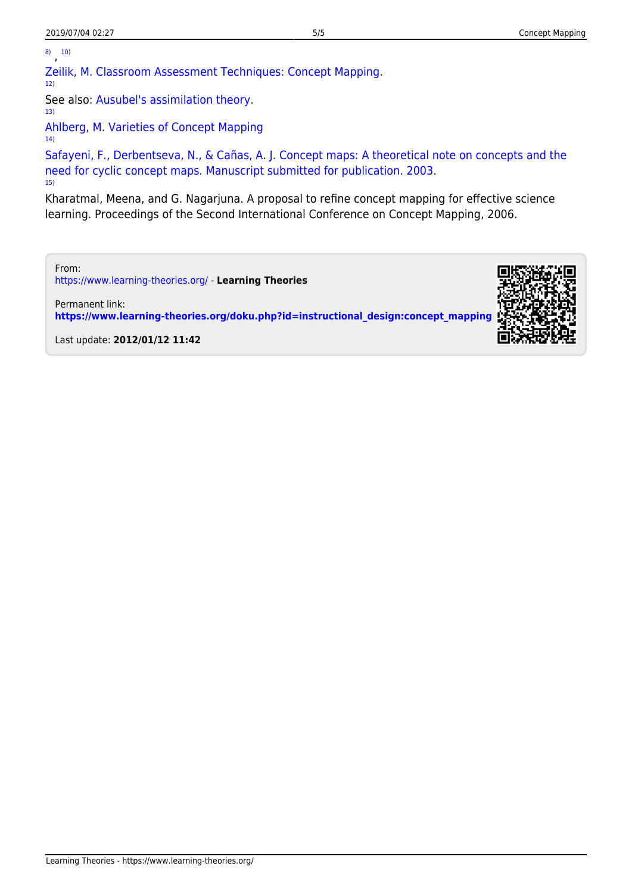[8], [10]

Zeilik, M. Classroom Assessment Techniques: Concept Mapping.

[12]

See also: Ausubel's assimilation theory.

[13]

Ahlberg, M. Varieties of Concept Mapping

[14]

Safayeni, F., Derbentseva, N., & Cañas, A. J. Concept maps: A theoretical note on concepts and the need for cyclic concept maps. Manuscript submitted for publication. 2003.

[15]

Kharatmal, Meena, and G. Nagarjuna. A proposal to refine concept mapping for effective science learning. Proceedings of the Second International Conference on Concept Mapping, 2006.

From:
https://www.learning-theories.org/ - **Learning Theories**

Permanent link:
**https://www.learning-theories.org/doku.php?id=instructional_design:concept_mapping**

Last update: **2012/01/12 11:42**